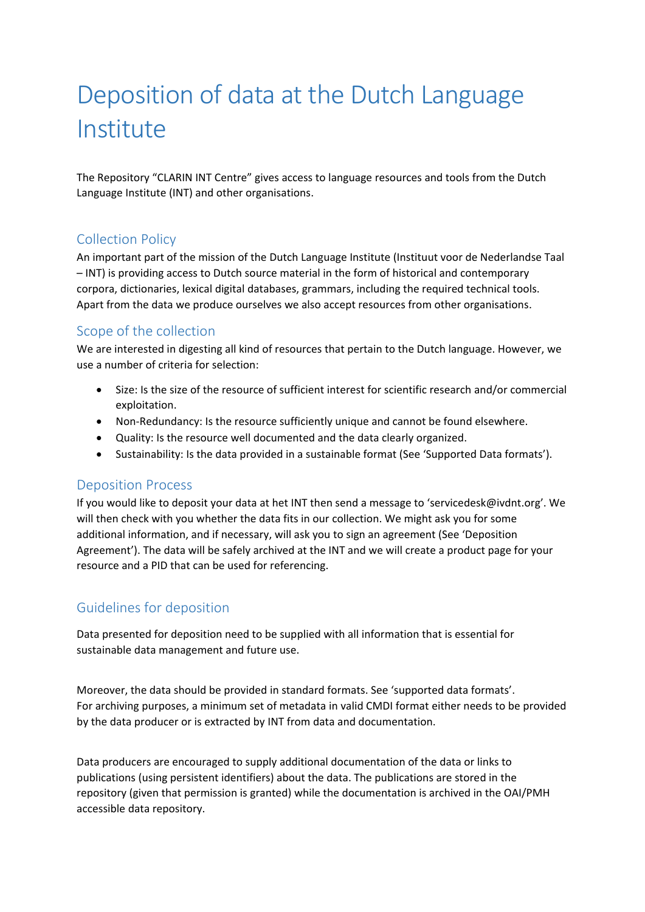# Deposition of data at the Dutch Language Institute

The Repository "CLARIN INT Centre" gives access to language resources and tools from the Dutch Language Institute (INT) and other organisations.

## Collection Policy

An important part of the mission of the Dutch Language Institute (Instituut voor de Nederlandse Taal – INT) is providing access to Dutch source material in the form of historical and contemporary corpora, dictionaries, lexical digital databases, grammars, including the required technical tools. Apart from the data we produce ourselves we also accept resources from other organisations.

## Scope of the collection

We are interested in digesting all kind of resources that pertain to the Dutch language. However, we use a number of criteria for selection:

- Size: Is the size of the resource of sufficient interest for scientific research and/or commercial exploitation.
- Non-Redundancy: Is the resource sufficiently unique and cannot be found elsewhere.
- Quality: Is the resource well documented and the data clearly organized.
- Sustainability: Is the data provided in a sustainable format (See 'Supported Data formats').

## Deposition Process

If you would like to deposit your data at het INT then send a message to 'servicedesk@ivdnt.org'. We will then check with you whether the data fits in our collection. We might ask you for some additional information, and if necessary, will ask you to sign an agreement (See 'Deposition Agreement'). The data will be safely archived at the INT and we will create a product page for your resource and a PID that can be used for referencing.

## Guidelines for deposition

Data presented for deposition need to be supplied with all information that is essential for sustainable data management and future use.

Moreover, the data should be provided in standard formats. See 'supported data formats'.
For archiving purposes, a minimum set of metadata in valid CMDI format either needs to be provided by the data producer or is extracted by INT from data and documentation.

Data producers are encouraged to supply additional documentation of the data or links to publications (using persistent identifiers) about the data. The publications are stored in the repository (given that permission is granted) while the documentation is archived in the OAI/PMH accessible data repository.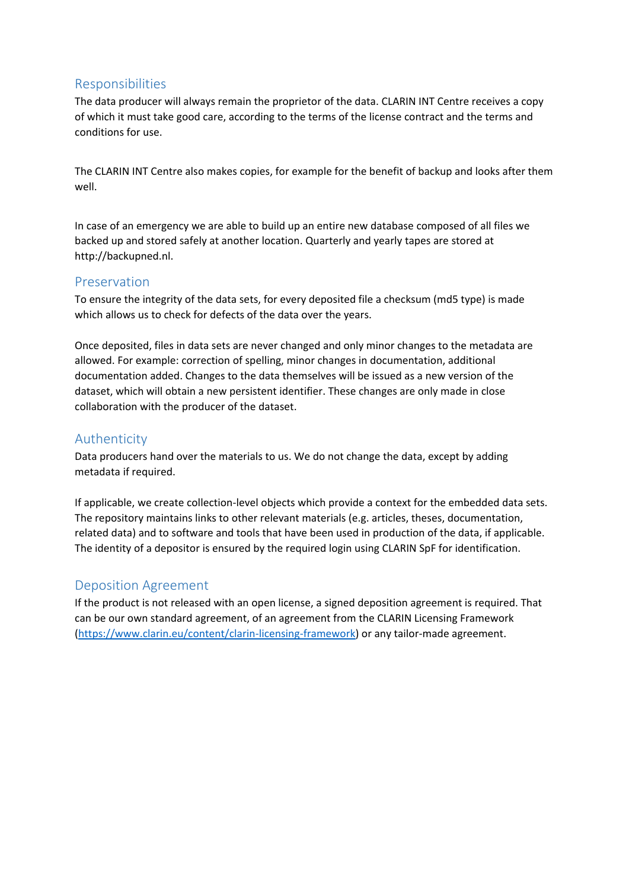## Responsibilities

The data producer will always remain the proprietor of the data. CLARIN INT Centre receives a copy of which it must take good care, according to the terms of the license contract and the terms and conditions for use.

The CLARIN INT Centre also makes copies, for example for the benefit of backup and looks after them well.

In case of an emergency we are able to build up an entire new database composed of all files we backed up and stored safely at another location. Quarterly and yearly tapes are stored at http://backupned.nl.

## Preservation

To ensure the integrity of the data sets, for every deposited file a checksum (md5 type) is made which allows us to check for defects of the data over the years.

Once deposited, files in data sets are never changed and only minor changes to the metadata are allowed. For example: correction of spelling, minor changes in documentation, additional documentation added. Changes to the data themselves will be issued as a new version of the dataset, which will obtain a new persistent identifier. These changes are only made in close collaboration with the producer of the dataset.

## Authenticity

Data producers hand over the materials to us. We do not change the data, except by adding metadata if required.

If applicable, we create collection-level objects which provide a context for the embedded data sets. The repository maintains links to other relevant materials (e.g. articles, theses, documentation, related data) and to software and tools that have been used in production of the data, if applicable. The identity of a depositor is ensured by the required login using CLARIN SpF for identification.

## Deposition Agreement

If the product is not released with an open license, a signed deposition agreement is required. That can be our own standard agreement, of an agreement from the CLARIN Licensing Framework (https://www.clarin.eu/content/clarin-licensing-framework) or any tailor-made agreement.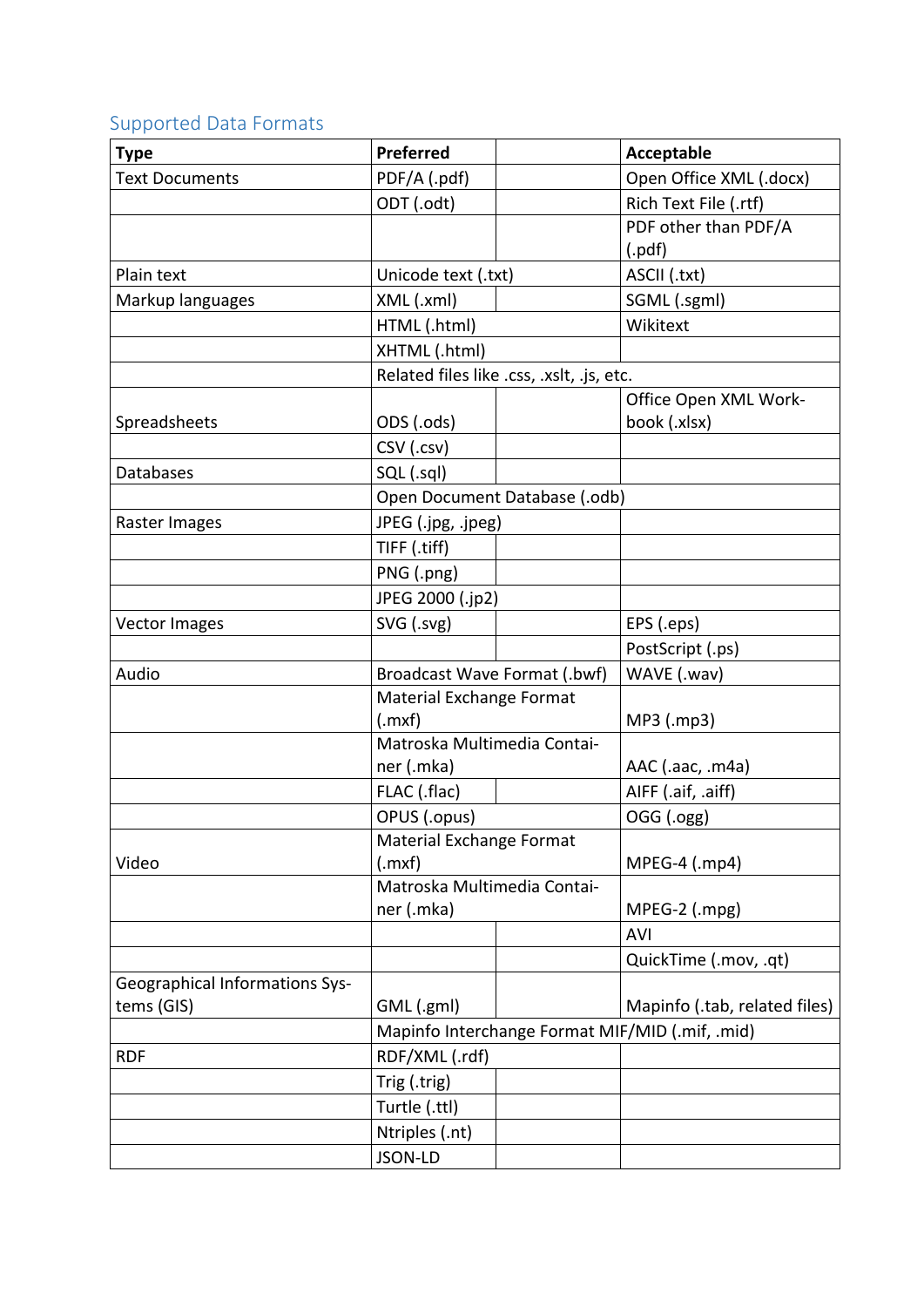## Supported Data Formats

| Type | Preferred | Acceptable |
|---|---|---|
| Text Documents | PDF/A (.pdf) | Open Office XML (.docx) |
| | ODT (.odt) | Rich Text File (.rtf) |
| | | PDF other than PDF/A (.pdf) |
| Plain text | Unicode text (.txt) | ASCII (.txt) |
| Markup languages | XML (.xml) | SGML (.sgml) |
| | HTML (.html) | Wikitext |
| | XHTML (.html) | |
| | Related files like .css, .xslt, .js, etc. | |
| Spreadsheets | ODS (.ods) | Office Open XML Workbook (.xlsx) |
| | CSV (.csv) | |
| Databases | SQL (.sql) | |
| | Open Document Database (.odb) | |
| Raster Images | JPEG (.jpg, .jpeg) | |
| | TIFF (.tiff) | |
| | PNG (.png) | |
| | JPEG 2000 (.jp2) | |
| Vector Images | SVG (.svg) | EPS (.eps) |
| | | PostScript (.ps) |
| Audio | Broadcast Wave Format (.bwf) | WAVE (.wav) |
| | Material Exchange Format (.mxf) | MP3 (.mp3) |
| | Matroska Multimedia Container (.mka) | AAC (.aac, .m4a) |
| | FLAC (.flac) | AIFF (.aif, .aiff) |
| | OPUS (.opus) | OGG (.ogg) |
| Video | Material Exchange Format (.mxf) | MPEG-4 (.mp4) |
| | Matroska Multimedia Container (.mka) | MPEG-2 (.mpg) |
| | | AVI |
| | | QuickTime (.mov, .qt) |
| Geographical Informations Systems (GIS) | GML (.gml) | Mapinfo (.tab, related files) |
| | Mapinfo Interchange Format MIF/MID (.mif, .mid) | |
| RDF | RDF/XML (.rdf) | |
| | Trig (.trig) | |
| | Turtle (.ttl) | |
| | Ntriples (.nt) | |
| | JSON-LD | |